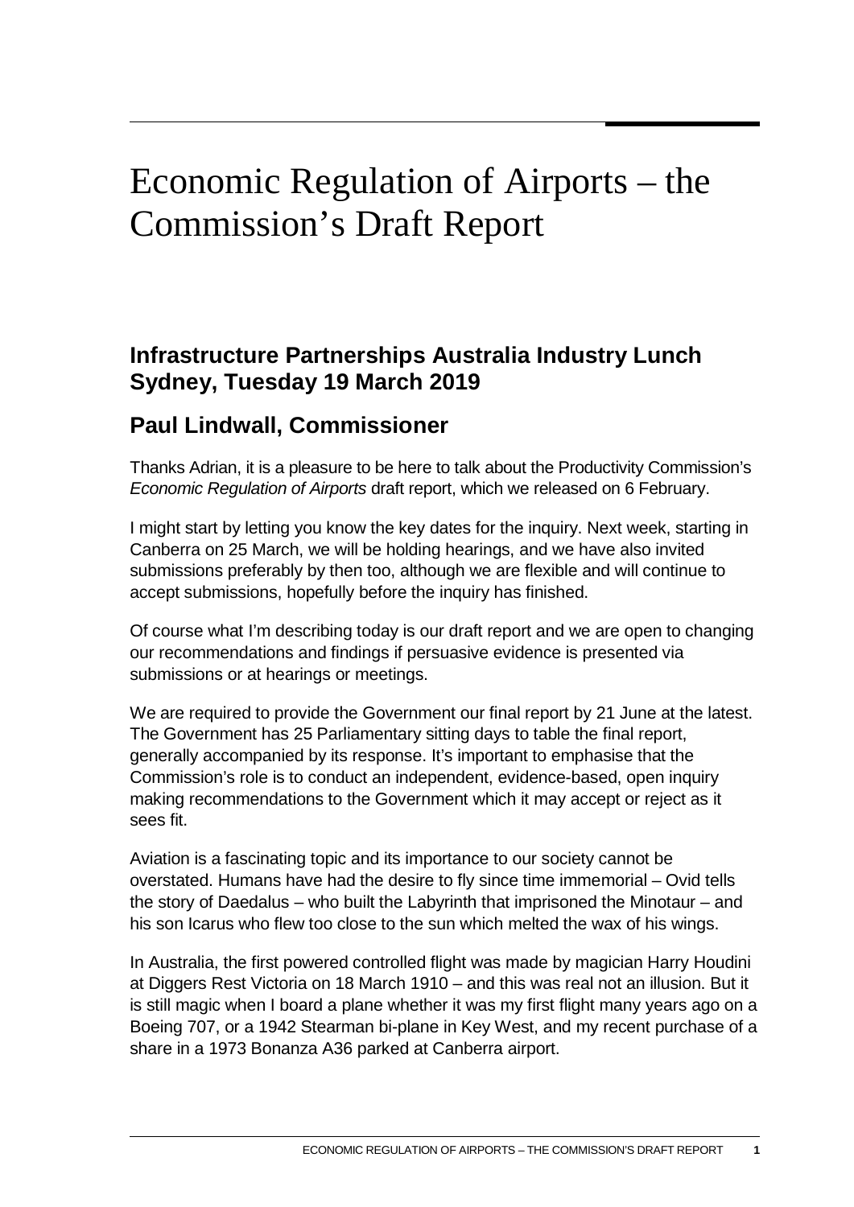# Economic Regulation of Airports – the Commission's Draft Report

## Infrastructure Partnerships Australia Industry Lunch Sydney, Tuesday 19 March 2019

## Paul Lindwall, Commissioner

Thanks Adrian, it is a pleasure to be here to talk about the Productivity Commission's *Economic Regulation of Airports* draft report, which we released on 6 February.

I might start by letting you know the key dates for the inquiry. Next week, starting in Canberra on 25 March, we will be holding hearings, and we have also invited submissions preferably by then too, although we are flexible and will continue to accept submissions, hopefully before the inquiry has finished.

Of course what I'm describing today is our draft report and we are open to changing our recommendations and findings if persuasive evidence is presented via submissions or at hearings or meetings.

We are required to provide the Government our final report by 21 June at the latest. The Government has 25 Parliamentary sitting days to table the final report, generally accompanied by its response. It's important to emphasise that the Commission's role is to conduct an independent, evidence-based, open inquiry making recommendations to the Government which it may accept or reject as it sees fit.

Aviation is a fascinating topic and its importance to our society cannot be overstated. Humans have had the desire to fly since time immemorial – Ovid tells the story of Daedalus – who built the Labyrinth that imprisoned the Minotaur – and his son Icarus who flew too close to the sun which melted the wax of his wings.

In Australia, the first powered controlled flight was made by magician Harry Houdini at Diggers Rest Victoria on 18 March 1910 – and this was real not an illusion. But it is still magic when I board a plane whether it was my first flight many years ago on a Boeing 707, or a 1942 Stearman bi-plane in Key West, and my recent purchase of a share in a 1973 Bonanza A36 parked at Canberra airport.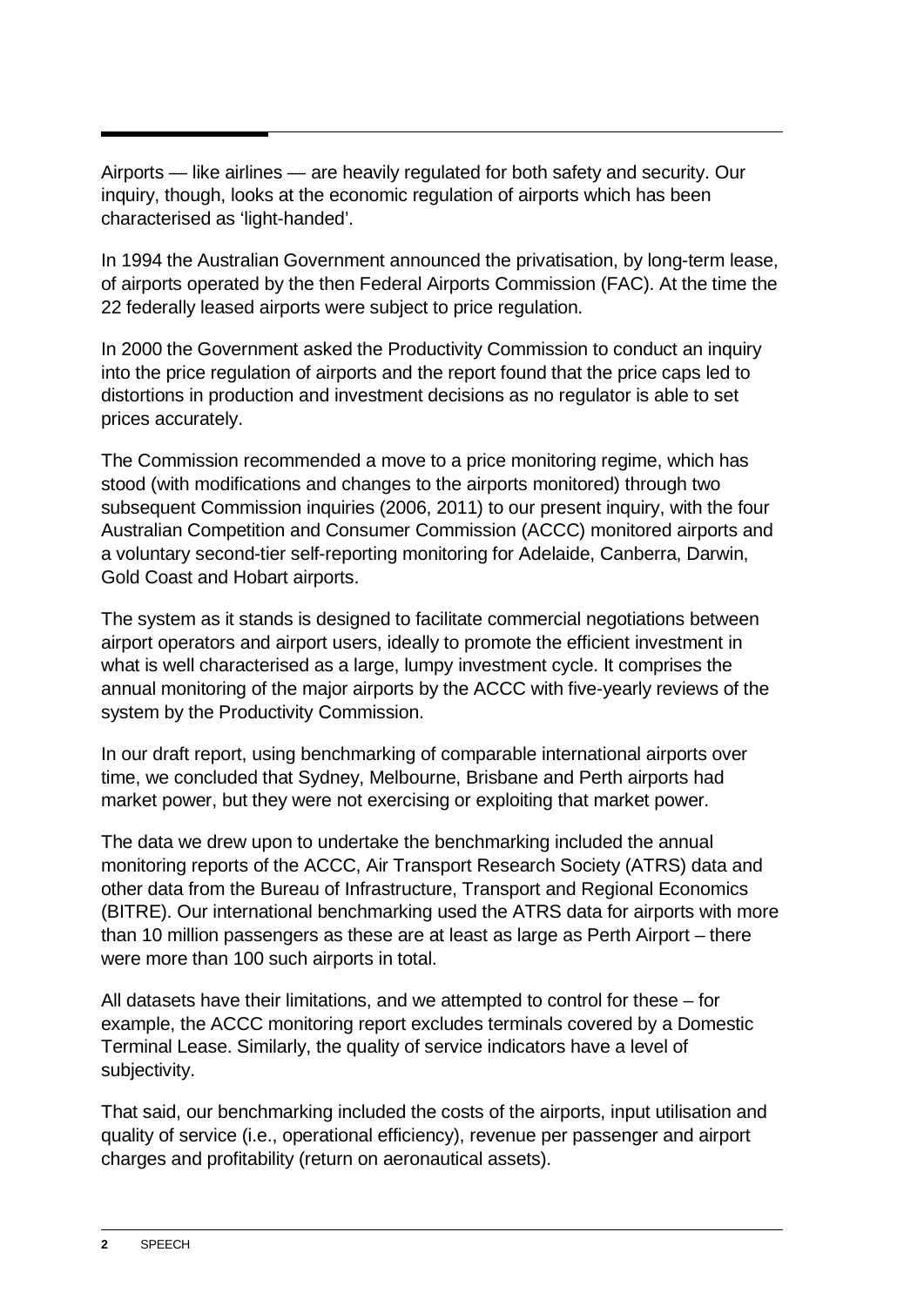Airports — like airlines — are heavily regulated for both safety and security. Our inquiry, though, looks at the economic regulation of airports which has been characterised as 'light-handed'.

In 1994 the Australian Government announced the privatisation, by long-term lease, of airports operated by the then Federal Airports Commission (FAC). At the time the 22 federally leased airports were subject to price regulation.

In 2000 the Government asked the Productivity Commission to conduct an inquiry into the price regulation of airports and the report found that the price caps led to distortions in production and investment decisions as no regulator is able to set prices accurately.

The Commission recommended a move to a price monitoring regime, which has stood (with modifications and changes to the airports monitored) through two subsequent Commission inquiries (2006, 2011) to our present inquiry, with the four Australian Competition and Consumer Commission (ACCC) monitored airports and a voluntary second-tier self-reporting monitoring for Adelaide, Canberra, Darwin, Gold Coast and Hobart airports.

The system as it stands is designed to facilitate commercial negotiations between airport operators and airport users, ideally to promote the efficient investment in what is well characterised as a large, lumpy investment cycle. It comprises the annual monitoring of the major airports by the ACCC with five-yearly reviews of the system by the Productivity Commission.

In our draft report, using benchmarking of comparable international airports over time, we concluded that Sydney, Melbourne, Brisbane and Perth airports had market power, but they were not exercising or exploiting that market power.

The data we drew upon to undertake the benchmarking included the annual monitoring reports of the ACCC, Air Transport Research Society (ATRS) data and other data from the Bureau of Infrastructure, Transport and Regional Economics (BITRE). Our international benchmarking used the ATRS data for airports with more than 10 million passengers as these are at least as large as Perth Airport – there were more than 100 such airports in total.

All datasets have their limitations, and we attempted to control for these – for example, the ACCC monitoring report excludes terminals covered by a Domestic Terminal Lease. Similarly, the quality of service indicators have a level of subjectivity.

That said, our benchmarking included the costs of the airports, input utilisation and quality of service (i.e., operational efficiency), revenue per passenger and airport charges and profitability (return on aeronautical assets).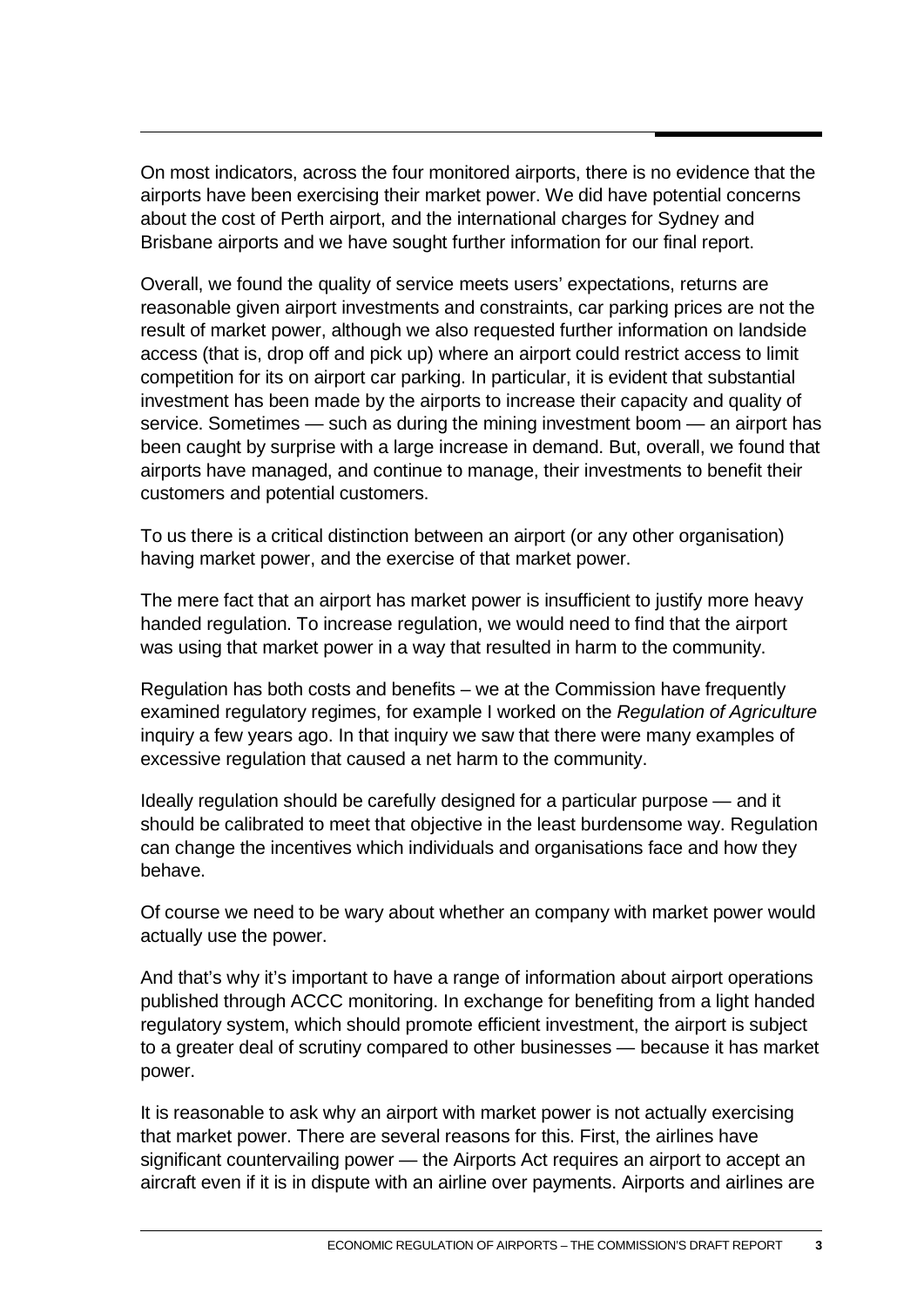On most indicators, across the four monitored airports, there is no evidence that the airports have been exercising their market power. We did have potential concerns about the cost of Perth airport, and the international charges for Sydney and Brisbane airports and we have sought further information for our final report.

Overall, we found the quality of service meets users' expectations, returns are reasonable given airport investments and constraints, car parking prices are not the result of market power, although we also requested further information on landside access (that is, drop off and pick up) where an airport could restrict access to limit competition for its on airport car parking. In particular, it is evident that substantial investment has been made by the airports to increase their capacity and quality of service. Sometimes — such as during the mining investment boom — an airport has been caught by surprise with a large increase in demand. But, overall, we found that airports have managed, and continue to manage, their investments to benefit their customers and potential customers.

To us there is a critical distinction between an airport (or any other organisation) having market power, and the exercise of that market power.

The mere fact that an airport has market power is insufficient to justify more heavy handed regulation. To increase regulation, we would need to find that the airport was using that market power in a way that resulted in harm to the community.

Regulation has both costs and benefits – we at the Commission have frequently examined regulatory regimes, for example I worked on the *Regulation of Agriculture* inquiry a few years ago. In that inquiry we saw that there were many examples of excessive regulation that caused a net harm to the community.

Ideally regulation should be carefully designed for a particular purpose — and it should be calibrated to meet that objective in the least burdensome way. Regulation can change the incentives which individuals and organisations face and how they behave.

Of course we need to be wary about whether an company with market power would actually use the power.

And that's why it's important to have a range of information about airport operations published through ACCC monitoring. In exchange for benefiting from a light handed regulatory system, which should promote efficient investment, the airport is subject to a greater deal of scrutiny compared to other businesses — because it has market power.

It is reasonable to ask why an airport with market power is not actually exercising that market power. There are several reasons for this. First, the airlines have significant countervailing power — the Airports Act requires an airport to accept an aircraft even if it is in dispute with an airline over payments. Airports and airlines are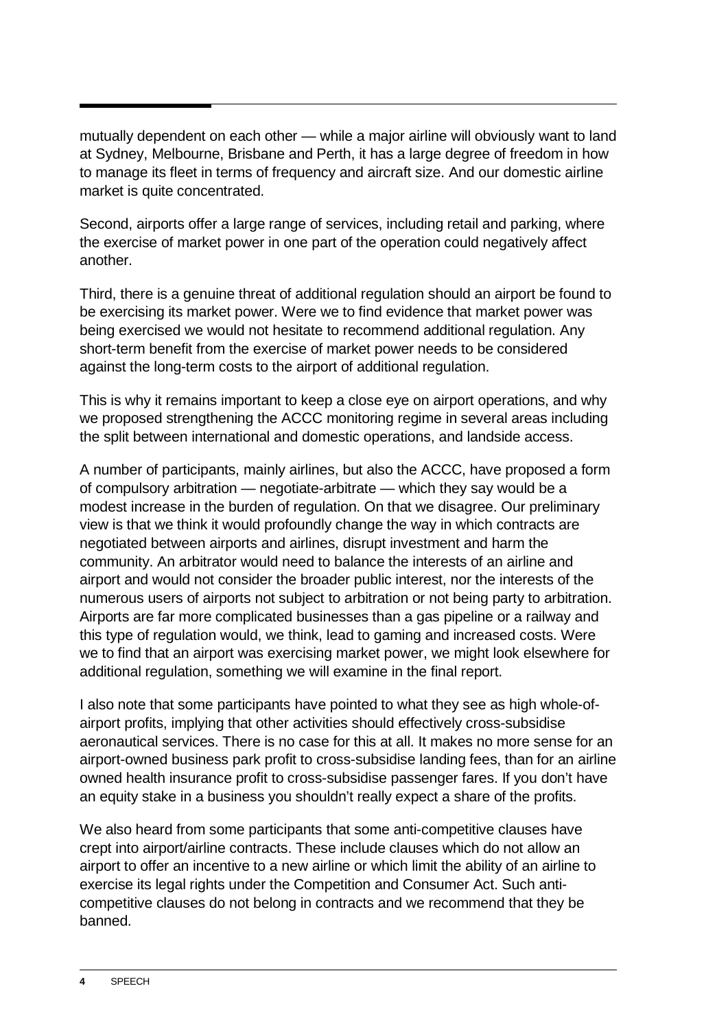mutually dependent on each other — while a major airline will obviously want to land at Sydney, Melbourne, Brisbane and Perth, it has a large degree of freedom in how to manage its fleet in terms of frequency and aircraft size. And our domestic airline market is quite concentrated.

Second, airports offer a large range of services, including retail and parking, where the exercise of market power in one part of the operation could negatively affect another.

Third, there is a genuine threat of additional regulation should an airport be found to be exercising its market power. Were we to find evidence that market power was being exercised we would not hesitate to recommend additional regulation. Any short-term benefit from the exercise of market power needs to be considered against the long-term costs to the airport of additional regulation.

This is why it remains important to keep a close eye on airport operations, and why we proposed strengthening the ACCC monitoring regime in several areas including the split between international and domestic operations, and landside access.

A number of participants, mainly airlines, but also the ACCC, have proposed a form of compulsory arbitration — negotiate-arbitrate — which they say would be a modest increase in the burden of regulation. On that we disagree. Our preliminary view is that we think it would profoundly change the way in which contracts are negotiated between airports and airlines, disrupt investment and harm the community. An arbitrator would need to balance the interests of an airline and airport and would not consider the broader public interest, nor the interests of the numerous users of airports not subject to arbitration or not being party to arbitration. Airports are far more complicated businesses than a gas pipeline or a railway and this type of regulation would, we think, lead to gaming and increased costs. Were we to find that an airport was exercising market power, we might look elsewhere for additional regulation, something we will examine in the final report.

I also note that some participants have pointed to what they see as high whole-of-airport profits, implying that other activities should effectively cross-subsidise aeronautical services. There is no case for this at all. It makes no more sense for an airport-owned business park profit to cross-subsidise landing fees, than for an airline owned health insurance profit to cross-subsidise passenger fares. If you don't have an equity stake in a business you shouldn't really expect a share of the profits.

We also heard from some participants that some anti-competitive clauses have crept into airport/airline contracts. These include clauses which do not allow an airport to offer an incentive to a new airline or which limit the ability of an airline to exercise its legal rights under the Competition and Consumer Act. Such anti-competitive clauses do not belong in contracts and we recommend that they be banned.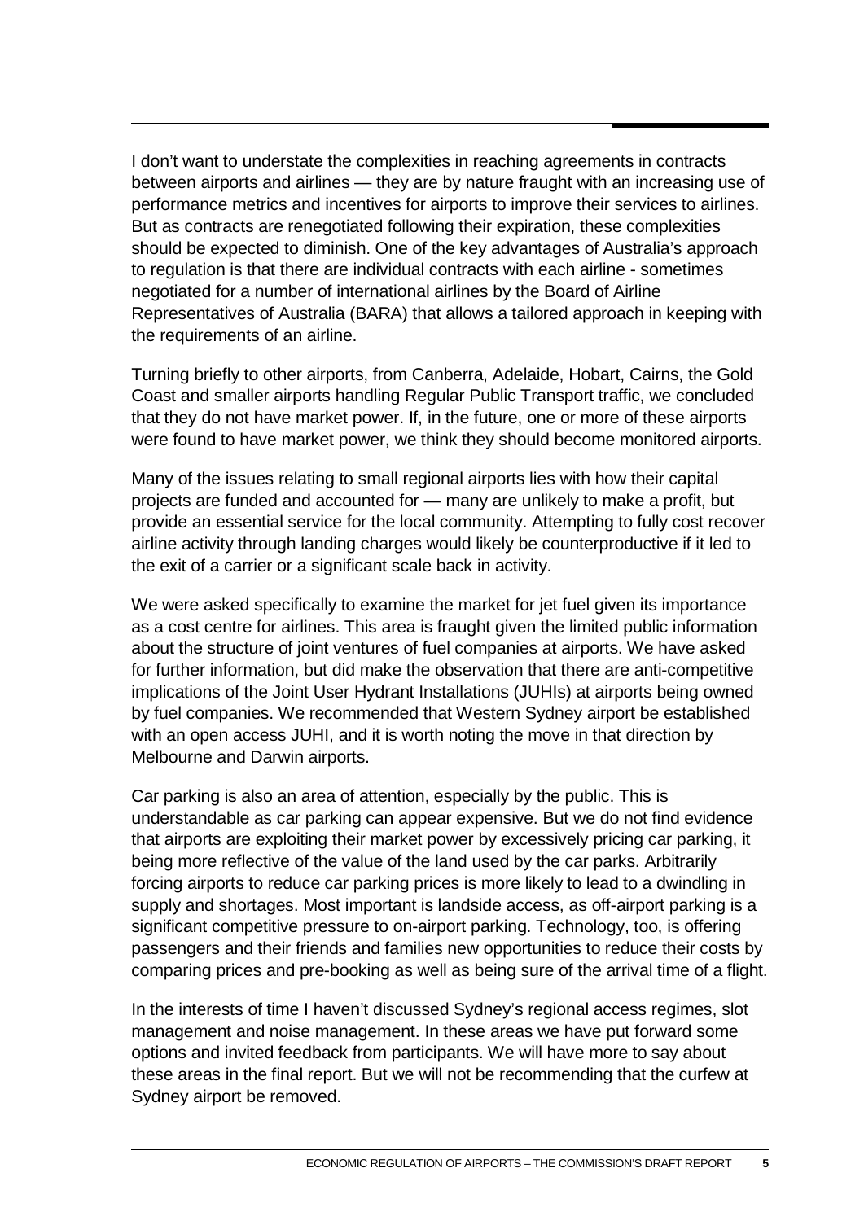I don't want to understate the complexities in reaching agreements in contracts between airports and airlines — they are by nature fraught with an increasing use of performance metrics and incentives for airports to improve their services to airlines. But as contracts are renegotiated following their expiration, these complexities should be expected to diminish. One of the key advantages of Australia's approach to regulation is that there are individual contracts with each airline - sometimes negotiated for a number of international airlines by the Board of Airline Representatives of Australia (BARA) that allows a tailored approach in keeping with the requirements of an airline.

Turning briefly to other airports, from Canberra, Adelaide, Hobart, Cairns, the Gold Coast and smaller airports handling Regular Public Transport traffic, we concluded that they do not have market power. If, in the future, one or more of these airports were found to have market power, we think they should become monitored airports.

Many of the issues relating to small regional airports lies with how their capital projects are funded and accounted for — many are unlikely to make a profit, but provide an essential service for the local community. Attempting to fully cost recover airline activity through landing charges would likely be counterproductive if it led to the exit of a carrier or a significant scale back in activity.

We were asked specifically to examine the market for jet fuel given its importance as a cost centre for airlines. This area is fraught given the limited public information about the structure of joint ventures of fuel companies at airports. We have asked for further information, but did make the observation that there are anti-competitive implications of the Joint User Hydrant Installations (JUHIs) at airports being owned by fuel companies. We recommended that Western Sydney airport be established with an open access JUHI, and it is worth noting the move in that direction by Melbourne and Darwin airports.

Car parking is also an area of attention, especially by the public. This is understandable as car parking can appear expensive. But we do not find evidence that airports are exploiting their market power by excessively pricing car parking, it being more reflective of the value of the land used by the car parks. Arbitrarily forcing airports to reduce car parking prices is more likely to lead to a dwindling in supply and shortages. Most important is landside access, as off-airport parking is a significant competitive pressure to on-airport parking. Technology, too, is offering passengers and their friends and families new opportunities to reduce their costs by comparing prices and pre-booking as well as being sure of the arrival time of a flight.

In the interests of time I haven't discussed Sydney's regional access regimes, slot management and noise management. In these areas we have put forward some options and invited feedback from participants. We will have more to say about these areas in the final report. But we will not be recommending that the curfew at Sydney airport be removed.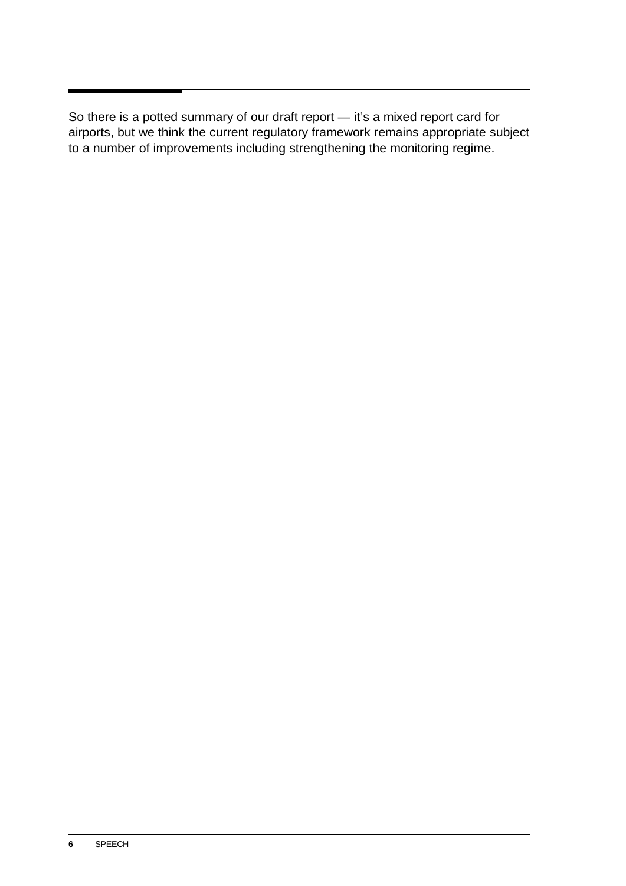So there is a potted summary of our draft report — it's a mixed report card for airports, but we think the current regulatory framework remains appropriate subject to a number of improvements including strengthening the monitoring regime.